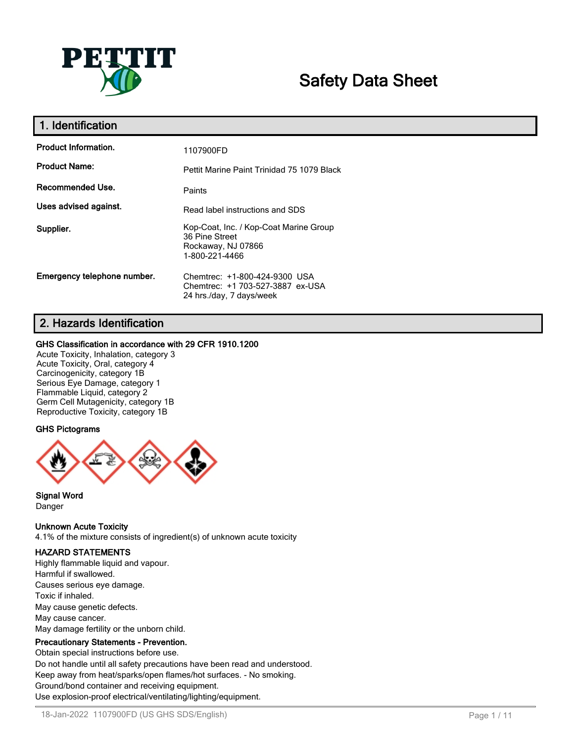# Safety Data Sheet

## 1. Identification

| | |
|---|---|
| **Product Information.** | 1107900FD |
| **Product Name:** | Pettit Marine Paint Trinidad 75 1079 Black |
| **Recommended Use.** | Paints |
| **Uses advised against.** | Read label instructions and SDS |
| **Supplier.** | Kop-Coat, Inc. / Kop-Coat Marine Group<br>36 Pine Street<br>Rockaway, NJ 07866<br>1-800-221-4466 |
| **Emergency telephone number.** | Chemtrec: +1-800-424-9300 USA<br>Chemtrec: +1 703-527-3887 ex-USA<br>24 hrs./day, 7 days/week |

## 2. Hazards Identification

**GHS Classification in accordance with 29 CFR 1910.1200**

Acute Toxicity, Inhalation, category 3
Acute Toxicity, Oral, category 4
Carcinogenicity, category 1B
Serious Eye Damage, category 1
Flammable Liquid, category 2
Germ Cell Mutagenicity, category 1B
Reproductive Toxicity, category 1B

**GHS Pictograms**

**Signal Word**

Danger

**Unknown Acute Toxicity**

4.1% of the mixture consists of ingredient(s) of unknown acute toxicity

**HAZARD STATEMENTS**

Highly flammable liquid and vapour.
Harmful if swallowed.
Causes serious eye damage.
Toxic if inhaled.
May cause genetic defects.
May cause cancer.
May damage fertility or the unborn child.

**Precautionary Statements - Prevention.**

Obtain special instructions before use.
Do not handle until all safety precautions have been read and understood.
Keep away from heat/sparks/open flames/hot surfaces. - No smoking.
Ground/bond container and receiving equipment.
Use explosion-proof electrical/ventilating/lighting/equipment.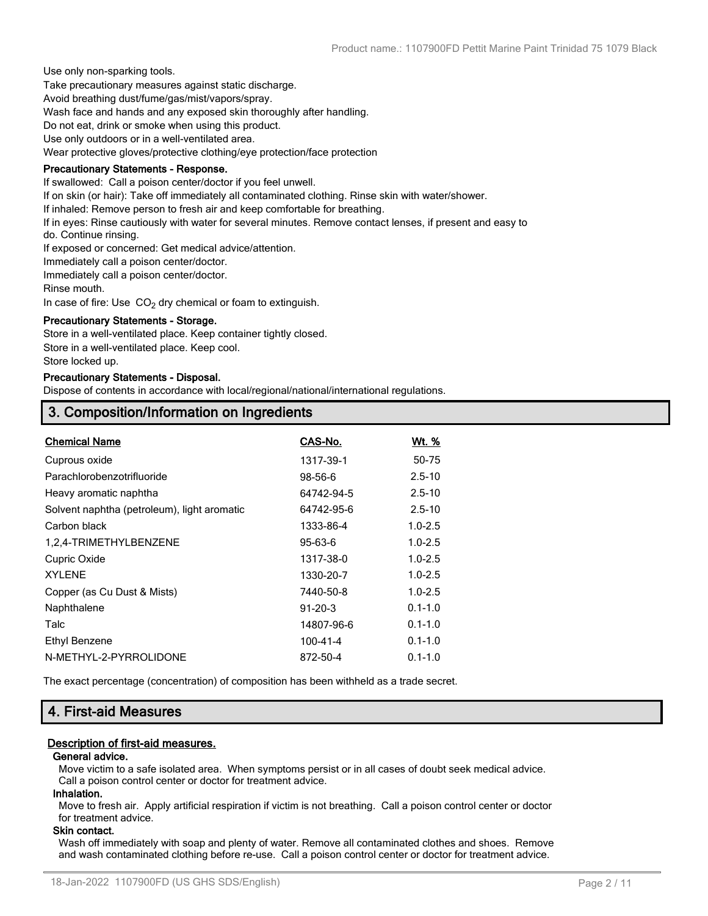Use only non-sparking tools.
Take precautionary measures against static discharge.
Avoid breathing dust/fume/gas/mist/vapors/spray.
Wash face and hands and any exposed skin thoroughly after handling.
Do not eat, drink or smoke when using this product.
Use only outdoors or in a well-ventilated area.
Wear protective gloves/protective clothing/eye protection/face protection

**Precautionary Statements - Response.**

If swallowed: Call a poison center/doctor if you feel unwell.
If on skin (or hair): Take off immediately all contaminated clothing. Rinse skin with water/shower.
If inhaled: Remove person to fresh air and keep comfortable for breathing.
If in eyes: Rinse cautiously with water for several minutes. Remove contact lenses, if present and easy to do. Continue rinsing.
If exposed or concerned: Get medical advice/attention.
Immediately call a poison center/doctor.
Immediately call a poison center/doctor.
Rinse mouth.
In case of fire: Use $CO_2$ dry chemical or foam to extinguish.

**Precautionary Statements - Storage.**

Store in a well-ventilated place. Keep container tightly closed.
Store in a well-ventilated place. Keep cool.
Store locked up.

**Precautionary Statements - Disposal.**

Dispose of contents in accordance with local/regional/national/international regulations.

## 3. Composition/Information on Ingredients

| Chemical Name | CAS-No. | Wt. % |
|---|---|---|
| Cuprous oxide | 1317-39-1 | 50-75 |
| Parachlorobenzotrifluoride | 98-56-6 | 2.5-10 |
| Heavy aromatic naphtha | 64742-94-5 | 2.5-10 |
| Solvent naphtha (petroleum), light aromatic | 64742-95-6 | 2.5-10 |
| Carbon black | 1333-86-4 | 1.0-2.5 |
| 1,2,4-TRIMETHYLBENZENE | 95-63-6 | 1.0-2.5 |
| Cupric Oxide | 1317-38-0 | 1.0-2.5 |
| XYLENE | 1330-20-7 | 1.0-2.5 |
| Copper (as Cu Dust & Mists) | 7440-50-8 | 1.0-2.5 |
| Naphthalene | 91-20-3 | 0.1-1.0 |
| Talc | 14807-96-6 | 0.1-1.0 |
| Ethyl Benzene | 100-41-4 | 0.1-1.0 |
| N-METHYL-2-PYRROLIDONE | 872-50-4 | 0.1-1.0 |

The exact percentage (concentration) of composition has been withheld as a trade secret.

## 4. First-aid Measures

**Description of first-aid measures.**

**General advice.**

Move victim to a safe isolated area. When symptoms persist or in all cases of doubt seek medical advice. Call a poison control center or doctor for treatment advice.

**Inhalation.**

Move to fresh air. Apply artificial respiration if victim is not breathing. Call a poison control center or doctor for treatment advice.

**Skin contact.**

Wash off immediately with soap and plenty of water. Remove all contaminated clothes and shoes. Remove and wash contaminated clothing before re-use. Call a poison control center or doctor for treatment advice.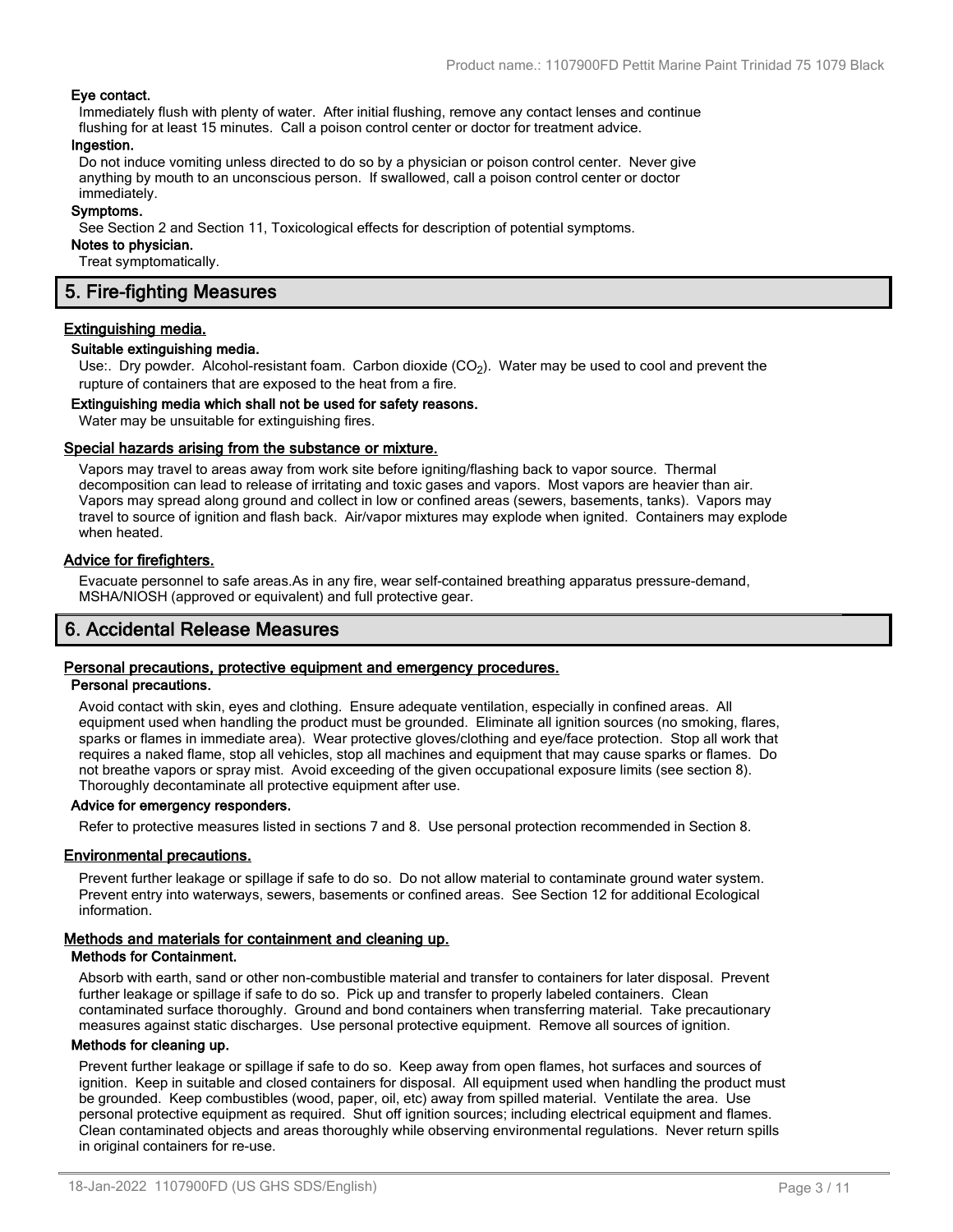**Eye contact.**

Immediately flush with plenty of water. After initial flushing, remove any contact lenses and continue flushing for at least 15 minutes. Call a poison control center or doctor for treatment advice.

**Ingestion.**

Do not induce vomiting unless directed to do so by a physician or poison control center. Never give anything by mouth to an unconscious person. If swallowed, call a poison control center or doctor immediately.

**Symptoms.**

See Section 2 and Section 11, Toxicological effects for description of potential symptoms.

**Notes to physician.**

Treat symptomatically.

## 5. Fire-fighting Measures

### Extinguishing media.

**Suitable extinguishing media.**

Use:. Dry powder. Alcohol-resistant foam. Carbon dioxide ($CO_2$). Water may be used to cool and prevent the rupture of containers that are exposed to the heat from a fire.

**Extinguishing media which shall not be used for safety reasons.**

Water may be unsuitable for extinguishing fires.

### Special hazards arising from the substance or mixture.

Vapors may travel to areas away from work site before igniting/flashing back to vapor source. Thermal decomposition can lead to release of irritating and toxic gases and vapors. Most vapors are heavier than air. Vapors may spread along ground and collect in low or confined areas (sewers, basements, tanks). Vapors may travel to source of ignition and flash back. Air/vapor mixtures may explode when ignited. Containers may explode when heated.

### Advice for firefighters.

Evacuate personnel to safe areas.As in any fire, wear self-contained breathing apparatus pressure-demand, MSHA/NIOSH (approved or equivalent) and full protective gear.

## 6. Accidental Release Measures

### Personal precautions, protective equipment and emergency procedures.

**Personal precautions.**

Avoid contact with skin, eyes and clothing. Ensure adequate ventilation, especially in confined areas. All equipment used when handling the product must be grounded. Eliminate all ignition sources (no smoking, flares, sparks or flames in immediate area). Wear protective gloves/clothing and eye/face protection. Stop all work that requires a naked flame, stop all vehicles, stop all machines and equipment that may cause sparks or flames. Do not breathe vapors or spray mist. Avoid exceeding of the given occupational exposure limits (see section 8). Thoroughly decontaminate all protective equipment after use.

**Advice for emergency responders.**

Refer to protective measures listed in sections 7 and 8. Use personal protection recommended in Section 8.

### Environmental precautions.

Prevent further leakage or spillage if safe to do so. Do not allow material to contaminate ground water system. Prevent entry into waterways, sewers, basements or confined areas. See Section 12 for additional Ecological information.

### Methods and materials for containment and cleaning up.

**Methods for Containment.**

Absorb with earth, sand or other non-combustible material and transfer to containers for later disposal. Prevent further leakage or spillage if safe to do so. Pick up and transfer to properly labeled containers. Clean contaminated surface thoroughly. Ground and bond containers when transferring material. Take precautionary measures against static discharges. Use personal protective equipment. Remove all sources of ignition.

**Methods for cleaning up.**

Prevent further leakage or spillage if safe to do so. Keep away from open flames, hot surfaces and sources of ignition. Keep in suitable and closed containers for disposal. All equipment used when handling the product must be grounded. Keep combustibles (wood, paper, oil, etc) away from spilled material. Ventilate the area. Use personal protective equipment as required. Shut off ignition sources; including electrical equipment and flames. Clean contaminated objects and areas thoroughly while observing environmental regulations. Never return spills in original containers for re-use.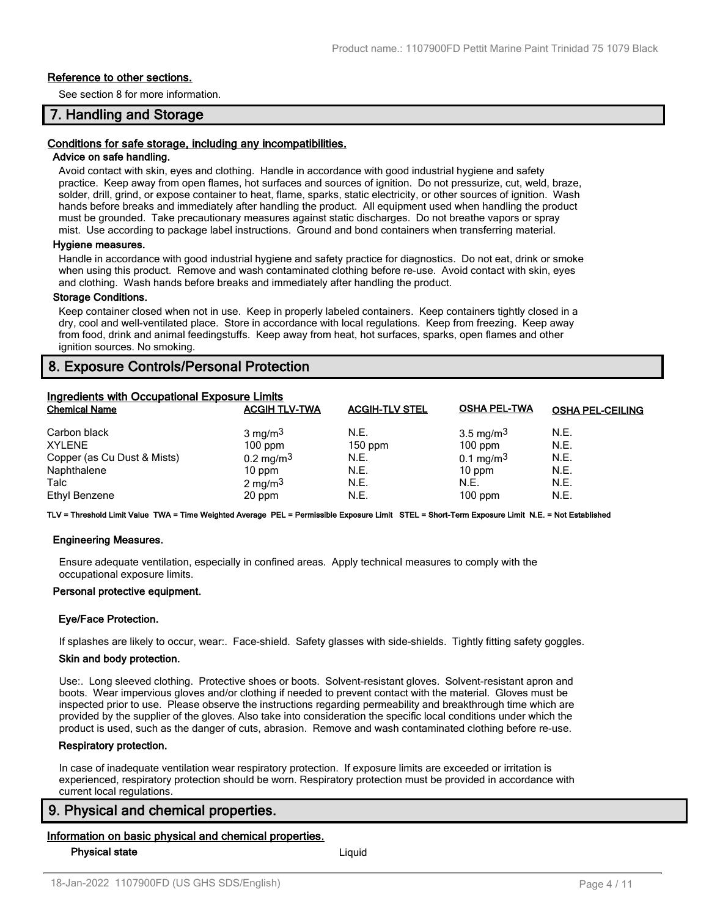### Reference to other sections.

See section 8 for more information.

## 7. Handling and Storage

### Conditions for safe storage, including any incompatibilities.

**Advice on safe handling.**

Avoid contact with skin, eyes and clothing. Handle in accordance with good industrial hygiene and safety practice. Keep away from open flames, hot surfaces and sources of ignition. Do not pressurize, cut, weld, braze, solder, drill, grind, or expose container to heat, flame, sparks, static electricity, or other sources of ignition. Wash hands before breaks and immediately after handling the product. All equipment used when handling the product must be grounded. Take precautionary measures against static discharges. Do not breathe vapors or spray mist. Use according to package label instructions. Ground and bond containers when transferring material.

**Hygiene measures.**

Handle in accordance with good industrial hygiene and safety practice for diagnostics. Do not eat, drink or smoke when using this product. Remove and wash contaminated clothing before re-use. Avoid contact with skin, eyes and clothing. Wash hands before breaks and immediately after handling the product.

**Storage Conditions.**

Keep container closed when not in use. Keep in properly labeled containers. Keep containers tightly closed in a dry, cool and well-ventilated place. Store in accordance with local regulations. Keep from freezing. Keep away from food, drink and animal feedingstuffs. Keep away from heat, hot surfaces, sparks, open flames and other ignition sources. No smoking.

## 8. Exposure Controls/Personal Protection

### Ingredients with Occupational Exposure Limits

| Chemical Name | ACGIH TLV-TWA | ACGIH-TLV STEL | OSHA PEL-TWA | OSHA PEL-CEILING |
|---|---|---|---|---|
| Carbon black | 3 mg/m3 | N.E. | 3.5 mg/m3 | N.E. |
| XYLENE | 100 ppm | 150 ppm | 100 ppm | N.E. |
| Copper (as Cu Dust & Mists) | 0.2 mg/m3 | N.E. | 0.1 mg/m3 | N.E. |
| Naphthalene | 10 ppm | N.E. | 10 ppm | N.E. |
| Talc | 2 mg/m3 | N.E. | N.E. | N.E. |
| Ethyl Benzene | 20 ppm | N.E. | 100 ppm | N.E. |

**TLV = Threshold Limit Value TWA = Time Weighted Average PEL = Permissible Exposure Limit STEL = Short-Term Exposure Limit N.E. = Not Established**

**Engineering Measures.**

Ensure adequate ventilation, especially in confined areas. Apply technical measures to comply with the occupational exposure limits.

**Personal protective equipment.**

**Eye/Face Protection.**

If splashes are likely to occur, wear:. Face-shield. Safety glasses with side-shields. Tightly fitting safety goggles.

**Skin and body protection.**

Use:. Long sleeved clothing. Protective shoes or boots. Solvent-resistant gloves. Solvent-resistant apron and boots. Wear impervious gloves and/or clothing if needed to prevent contact with the material. Gloves must be inspected prior to use. Please observe the instructions regarding permeability and breakthrough time which are provided by the supplier of the gloves. Also take into consideration the specific local conditions under which the product is used, such as the danger of cuts, abrasion. Remove and wash contaminated clothing before re-use.

**Respiratory protection.**

In case of inadequate ventilation wear respiratory protection. If exposure limits are exceeded or irritation is experienced, respiratory protection should be worn. Respiratory protection must be provided in accordance with current local regulations.

## 9. Physical and chemical properties.

### Information on basic physical and chemical properties.

**Physical state** Liquid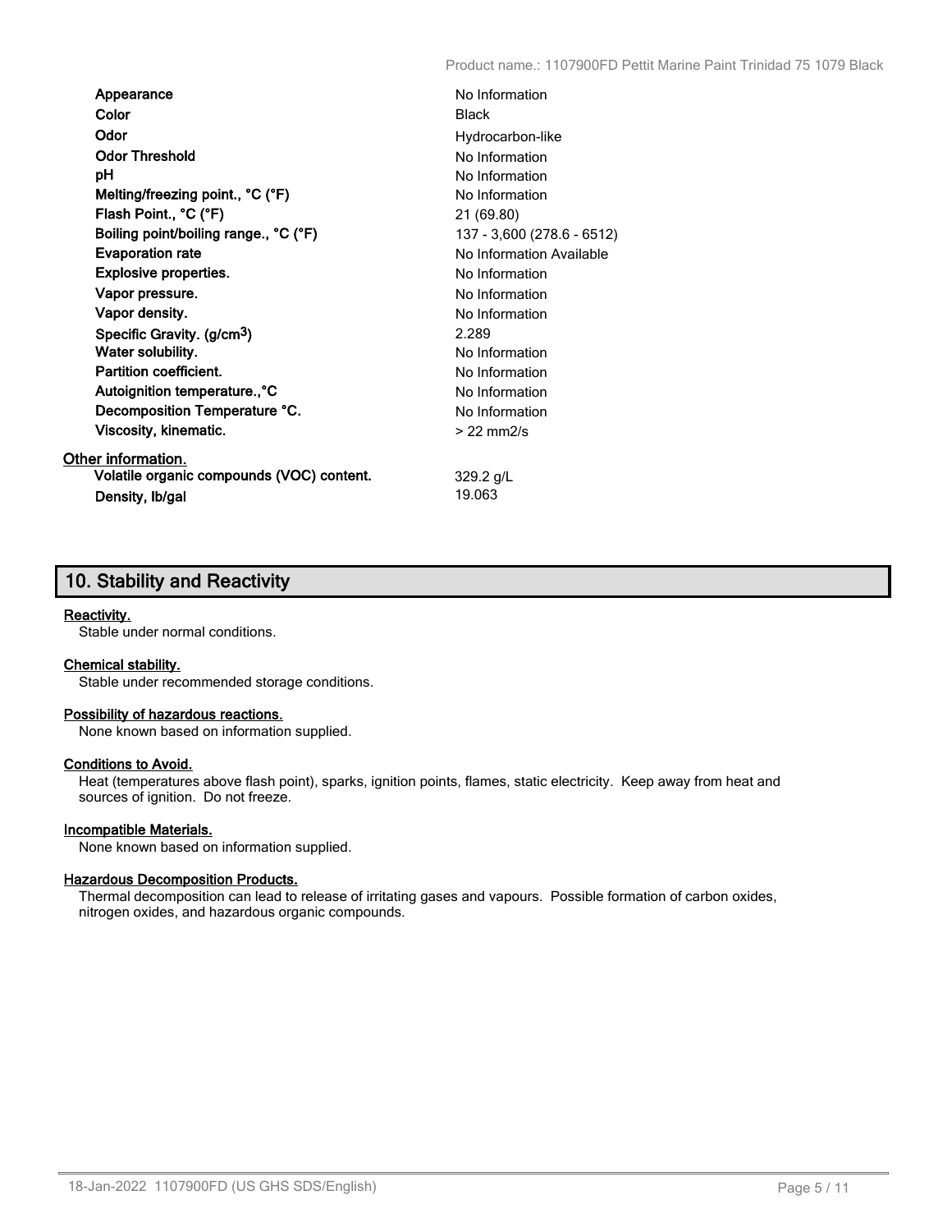| | |
|---|---|
| **Appearance** | No Information |
| **Color** | Black |
| **Odor** | Hydrocarbon-like |
| **Odor Threshold** | No Information |
| **pH** | No Information |
| **Melting/freezing point., °C (°F)** | No Information |
| **Flash Point., °C (°F)** | 21 (69.80) |
| **Boiling point/boiling range., °C (°F)** | 137 - 3,600 (278.6 - 6512) |
| **Evaporation rate** | No Information Available |
| **Explosive properties.** | No Information |
| **Vapor pressure.** | No Information |
| **Vapor density.** | No Information |
| **Specific Gravity. (g/cm$^3$)** | 2.289 |
| **Water solubility.** | No Information |
| **Partition coefficient.** | No Information |
| **Autoignition temperature.,°C** | No Information |
| **Decomposition Temperature °C.** | No Information |
| **Viscosity, kinematic.** | > 22 mm2/s |

**Other information.**

| | |
|---|---|
| **Volatile organic compounds (VOC) content.** | 329.2 g/L |
| **Density, lb/gal** | 19.063 |

## 10. Stability and Reactivity

**Reactivity.**

Stable under normal conditions.

**Chemical stability.**

Stable under recommended storage conditions.

**Possibility of hazardous reactions.**

None known based on information supplied.

**Conditions to Avoid.**

Heat (temperatures above flash point), sparks, ignition points, flames, static electricity. Keep away from heat and sources of ignition. Do not freeze.

**Incompatible Materials.**

None known based on information supplied.

**Hazardous Decomposition Products.**

Thermal decomposition can lead to release of irritating gases and vapours. Possible formation of carbon oxides, nitrogen oxides, and hazardous organic compounds.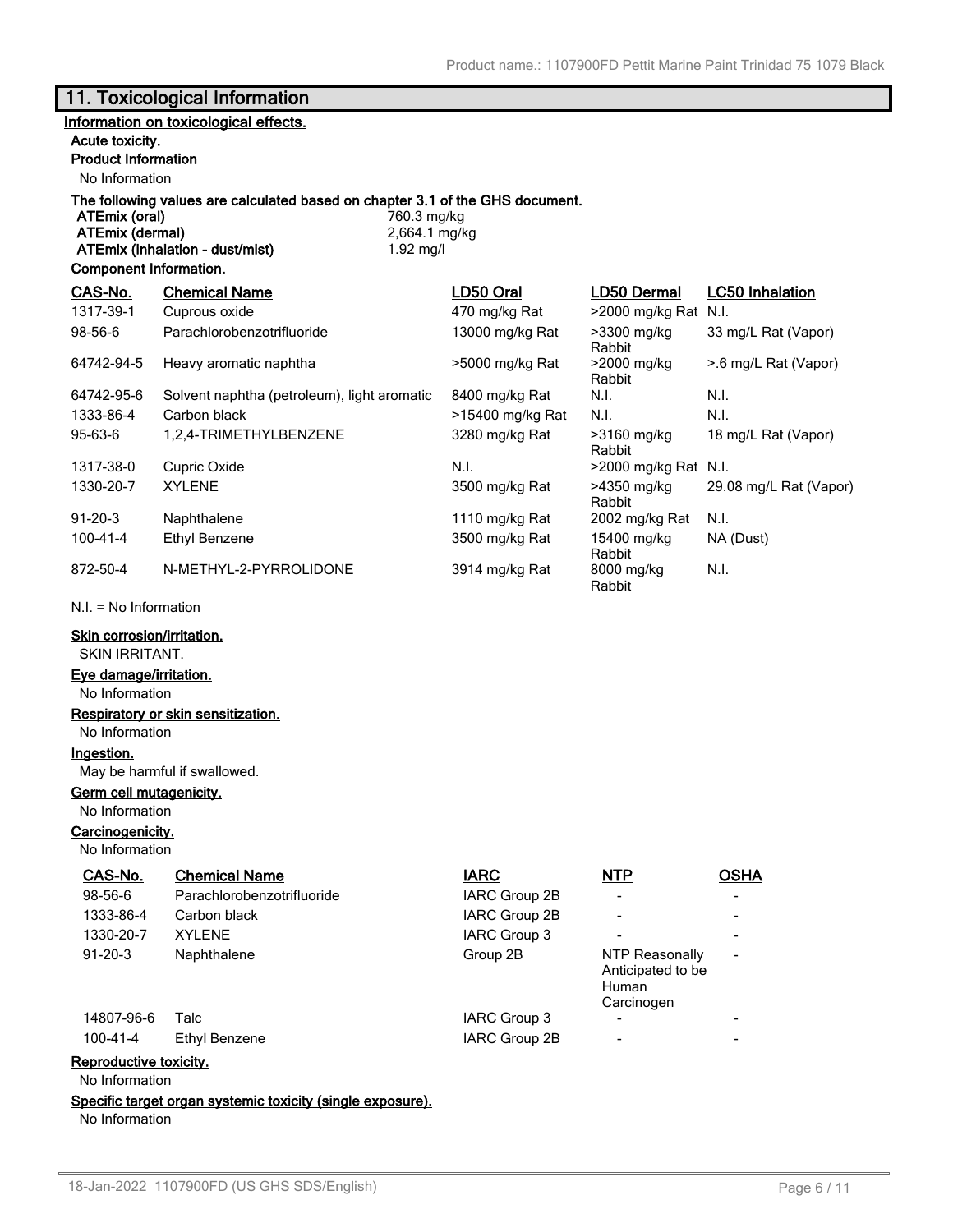## 11. Toxicological Information

**Information on toxicological effects.**

**Acute toxicity.**

**Product Information**

No Information

**The following values are calculated based on chapter 3.1 of the GHS document.**

| | |
|---|---|
| **ATEmix (oral)** | 760.3 mg/kg |
| **ATEmix (dermal)** | 2,664.1 mg/kg |
| **ATEmix (inhalation - dust/mist)** | 1.92 mg/l |

**Component Information.**

| CAS-No. | Chemical Name | LD50 Oral | LD50 Dermal | LC50 Inhalation |
|---|---|---|---|---|
| 1317-39-1 | Cuprous oxide | 470 mg/kg Rat | >2000 mg/kg Rat | N.I. |
| 98-56-6 | Parachlorobenzotrifluoride | 13000 mg/kg Rat | >3300 mg/kg Rabbit | 33 mg/L Rat (Vapor) |
| 64742-94-5 | Heavy aromatic naphtha | >5000 mg/kg Rat | >2000 mg/kg Rabbit | >.6 mg/L Rat (Vapor) |
| 64742-95-6 | Solvent naphtha (petroleum), light aromatic | 8400 mg/kg Rat | N.I. | N.I. |
| 1333-86-4 | Carbon black | >15400 mg/kg Rat | N.I. | N.I. |
| 95-63-6 | 1,2,4-TRIMETHYLBENZENE | 3280 mg/kg Rat | >3160 mg/kg Rabbit | 18 mg/L Rat (Vapor) |
| 1317-38-0 | Cupric Oxide | N.I. | >2000 mg/kg Rat | N.I. |
| 1330-20-7 | XYLENE | 3500 mg/kg Rat | >4350 mg/kg Rabbit | 29.08 mg/L Rat (Vapor) |
| 91-20-3 | Naphthalene | 1110 mg/kg Rat | 2002 mg/kg Rat | N.I. |
| 100-41-4 | Ethyl Benzene | 3500 mg/kg Rat | 15400 mg/kg Rabbit | NA (Dust) |
| 872-50-4 | N-METHYL-2-PYRROLIDONE | 3914 mg/kg Rat | 8000 mg/kg Rabbit | N.I. |

N.I. = No Information

**Skin corrosion/irritation.**

SKIN IRRITANT.

**Eye damage/irritation.**

No Information

**Respiratory or skin sensitization.**

No Information

**Ingestion.**

May be harmful if swallowed.

**Germ cell mutagenicity.**

No Information

**Carcinogenicity.**

No Information

| CAS-No. | Chemical Name | IARC | NTP | OSHA |
|---|---|---|---|---|
| 98-56-6 | Parachlorobenzotrifluoride | IARC Group 2B | - | - |
| 1333-86-4 | Carbon black | IARC Group 2B | - | - |
| 1330-20-7 | XYLENE | IARC Group 3 | - | - |
| 91-20-3 | Naphthalene | Group 2B | NTP Reasonably Anticipated to be Human Carcinogen | - |
| 14807-96-6 | Talc | IARC Group 3 | - | - |
| 100-41-4 | Ethyl Benzene | IARC Group 2B | - | - |

**Reproductive toxicity.**

No Information

**Specific target organ systemic toxicity (single exposure).**

No Information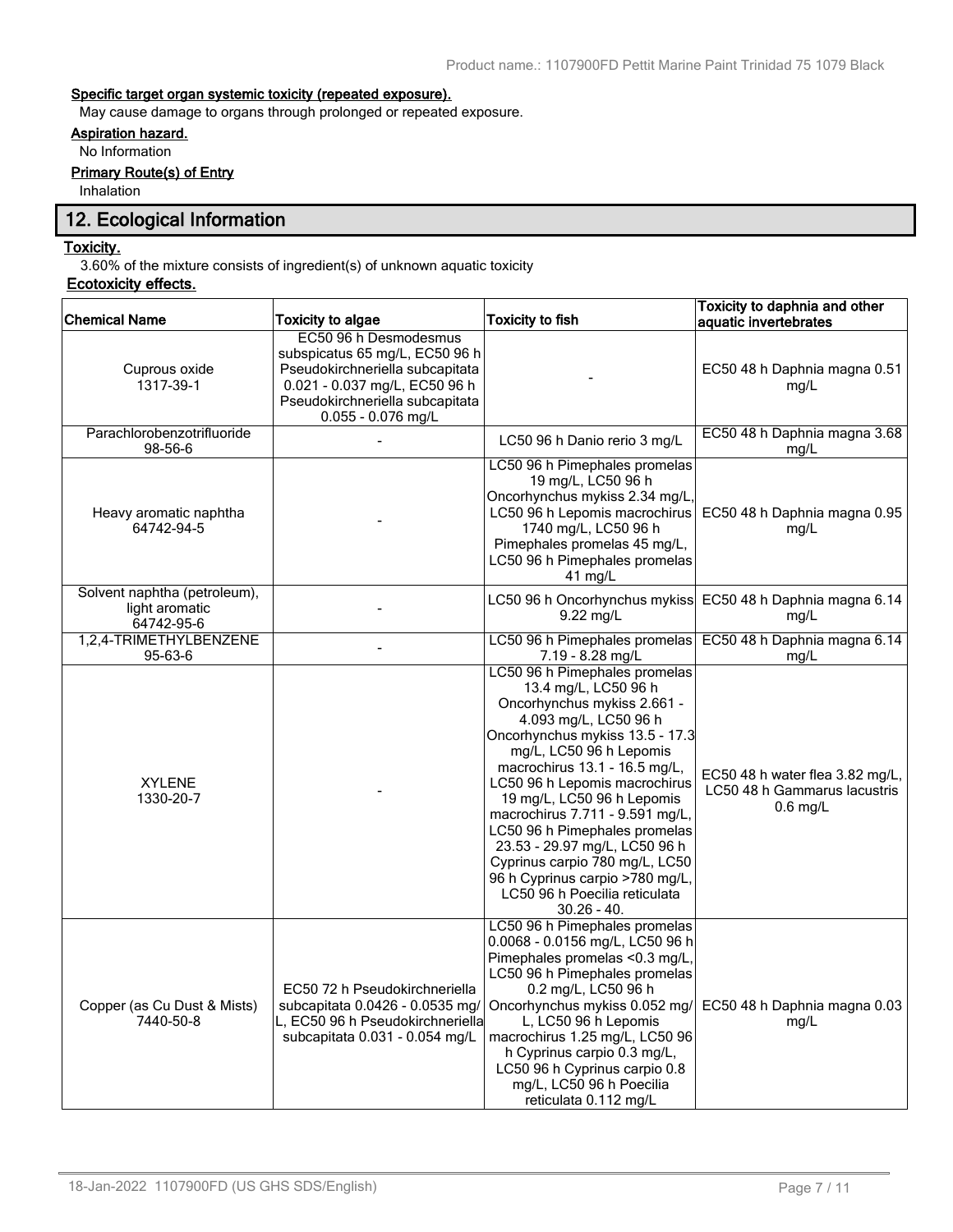**Specific target organ systemic toxicity (repeated exposure).**

May cause damage to organs through prolonged or repeated exposure.

**Aspiration hazard.**

No Information

**Primary Route(s) of Entry**

Inhalation

## 12. Ecological Information

**Toxicity.**

3.60% of the mixture consists of ingredient(s) of unknown aquatic toxicity

**Ecotoxicity effects.**

| Chemical Name | Toxicity to algae | Toxicity to fish | Toxicity to daphnia and other aquatic invertebrates |
|---|---|---|---|
| Cuprous oxide 1317-39-1 | EC50 96 h Desmodesmus subspicatus 65 mg/L, EC50 96 h Pseudokirchneriella subcapitata 0.021 - 0.037 mg/L, EC50 96 h Pseudokirchneriella subcapitata 0.055 - 0.076 mg/L | - | EC50 48 h Daphnia magna 0.51 mg/L |
| Parachlorobenzotrifluoride 98-56-6 | - | LC50 96 h Danio rerio 3 mg/L | EC50 48 h Daphnia magna 3.68 mg/L |
| Heavy aromatic naphtha 64742-94-5 | - | LC50 96 h Pimephales promelas 19 mg/L, LC50 96 h Oncorhynchus mykiss 2.34 mg/L, LC50 96 h Lepomis macrochirus 1740 mg/L, LC50 96 h Pimephales promelas 45 mg/L, LC50 96 h Pimephales promelas 41 mg/L | EC50 48 h Daphnia magna 0.95 mg/L |
| Solvent naphtha (petroleum), light aromatic 64742-95-6 | - | LC50 96 h Oncorhynchus mykiss 9.22 mg/L | EC50 48 h Daphnia magna 6.14 mg/L |
| 1,2,4-TRIMETHYLBENZENE 95-63-6 | - | LC50 96 h Pimephales promelas 7.19 - 8.28 mg/L | EC50 48 h Daphnia magna 6.14 mg/L |
| XYLENE 1330-20-7 | - | LC50 96 h Pimephales promelas 13.4 mg/L, LC50 96 h Oncorhynchus mykiss 2.661 - 4.093 mg/L, LC50 96 h Oncorhynchus mykiss 13.5 - 17.3 mg/L, LC50 96 h Lepomis macrochirus 13.1 - 16.5 mg/L, LC50 96 h Lepomis macrochirus 19 mg/L, LC50 96 h Lepomis macrochirus 7.711 - 9.591 mg/L, LC50 96 h Pimephales promelas 23.53 - 29.97 mg/L, LC50 96 h Cyprinus carpio 780 mg/L, LC50 96 h Cyprinus carpio >780 mg/L, LC50 96 h Poecilia reticulata 30.26 - 40. | EC50 48 h water flea 3.82 mg/L, LC50 48 h Gammarus lacustris 0.6 mg/L |
| Copper (as Cu Dust & Mists) 7440-50-8 | EC50 72 h Pseudokirchneriella subcapitata 0.0426 - 0.0535 mg/L, EC50 96 h Pseudokirchneriella subcapitata 0.031 - 0.054 mg/L | LC50 96 h Pimephales promelas 0.0068 - 0.0156 mg/L, LC50 96 h Pimephales promelas <0.3 mg/L, LC50 96 h Pimephales promelas 0.2 mg/L, LC50 96 h Oncorhynchus mykiss 0.052 mg/L, LC50 96 h Lepomis macrochirus 1.25 mg/L, LC50 96 h Cyprinus carpio 0.3 mg/L, LC50 96 h Cyprinus carpio 0.8 mg/L, LC50 96 h Poecilia reticulata 0.112 mg/L | EC50 48 h Daphnia magna 0.03 mg/L |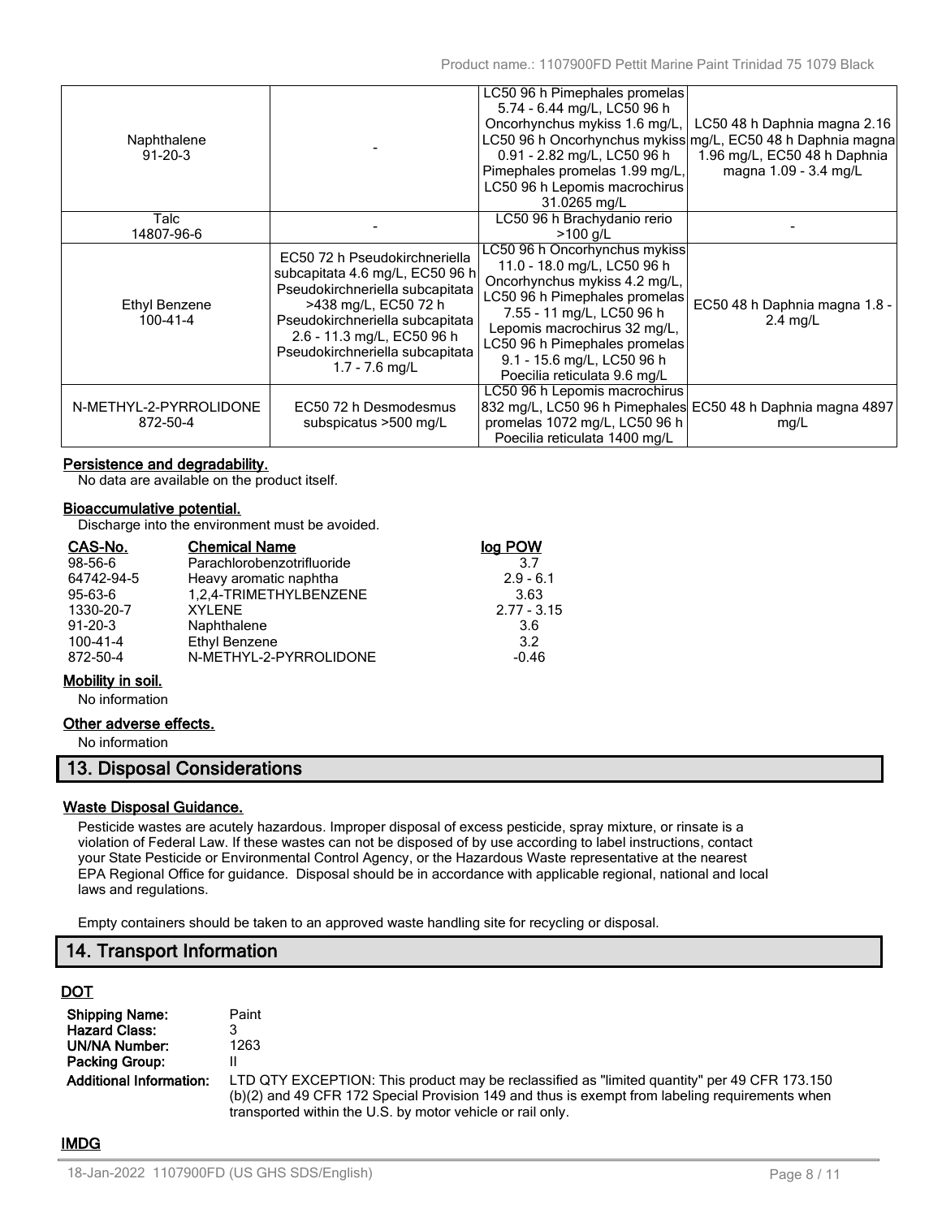| Naphthalene 91-20-3 | - | LC50 96 h Pimephales promelas 5.74 - 6.44 mg/L, LC50 96 h Oncorhynchus mykiss 1.6 mg/L, LC50 96 h Oncorhynchus mykiss 0.91 - 2.82 mg/L, LC50 96 h Pimephales promelas 1.99 mg/L, LC50 96 h Lepomis macrochirus 31.0265 mg/L | LC50 48 h Daphnia magna 2.16 mg/L, EC50 48 h Daphnia magna 1.96 mg/L, EC50 48 h Daphnia magna 1.09 - 3.4 mg/L |
|---|---|---|---|
| Talc 14807-96-6 | - | LC50 96 h Brachydanio rerio >100 g/L | - |
| Ethyl Benzene 100-41-4 | EC50 72 h Pseudokirchneriella subcapitata 4.6 mg/L, EC50 96 h Pseudokirchneriella subcapitata >438 mg/L, EC50 72 h Pseudokirchneriella subcapitata 2.6 - 11.3 mg/L, EC50 96 h Pseudokirchneriella subcapitata 1.7 - 7.6 mg/L | LC50 96 h Oncorhynchus mykiss 11.0 - 18.0 mg/L, LC50 96 h Oncorhynchus mykiss 4.2 mg/L, LC50 96 h Pimephales promelas 7.55 - 11 mg/L, LC50 96 h Lepomis macrochirus 32 mg/L, LC50 96 h Pimephales promelas 9.1 - 15.6 mg/L, LC50 96 h Poecilia reticulata 9.6 mg/L | EC50 48 h Daphnia magna 1.8 - 2.4 mg/L |
| N-METHYL-2-PYRROLIDONE 872-50-4 | EC50 72 h Desmodesmus subspicatus >500 mg/L | LC50 96 h Lepomis macrochirus 832 mg/L, LC50 96 h Pimephales promelas 1072 mg/L, LC50 96 h Poecilia reticulata 1400 mg/L | EC50 48 h Daphnia magna 4897 mg/L |

**Persistence and degradability.**

No data are available on the product itself.

**Bioaccumulative potential.**

Discharge into the environment must be avoided.

| CAS-No. | Chemical Name | log POW |
|---|---|---|
| 98-56-6 | Parachlorobenzotrifluoride | 3.7 |
| 64742-94-5 | Heavy aromatic naphtha | 2.9 - 6.1 |
| 95-63-6 | 1,2,4-TRIMETHYLBENZENE | 3.63 |
| 1330-20-7 | XYLENE | 2.77 - 3.15 |
| 91-20-3 | Naphthalene | 3.6 |
| 100-41-4 | Ethyl Benzene | 3.2 |
| 872-50-4 | N-METHYL-2-PYRROLIDONE | -0.46 |

**Mobility in soil.**

No information

**Other adverse effects.**

No information

## 13. Disposal Considerations

**Waste Disposal Guidance.**

Pesticide wastes are acutely hazardous. Improper disposal of excess pesticide, spray mixture, or rinsate is a violation of Federal Law. If these wastes can not be disposed of by use according to label instructions, contact your State Pesticide or Environmental Control Agency, or the Hazardous Waste representative at the nearest EPA Regional Office for guidance. Disposal should be in accordance with applicable regional, national and local laws and regulations.

Empty containers should be taken to an approved waste handling site for recycling or disposal.

## 14. Transport Information

**DOT**

| | |
|---|---|
| **Shipping Name:** | Paint |
| **Hazard Class:** | 3 |
| **UN/NA Number:** | 1263 |
| **Packing Group:** | II |
| **Additional Information:** | LTD QTY EXCEPTION: This product may be reclassified as "limited quantity" per 49 CFR 173.150 (b)(2) and 49 CFR 172 Special Provision 149 and thus is exempt from labeling requirements when transported within the U.S. by motor vehicle or rail only. |

**IMDG**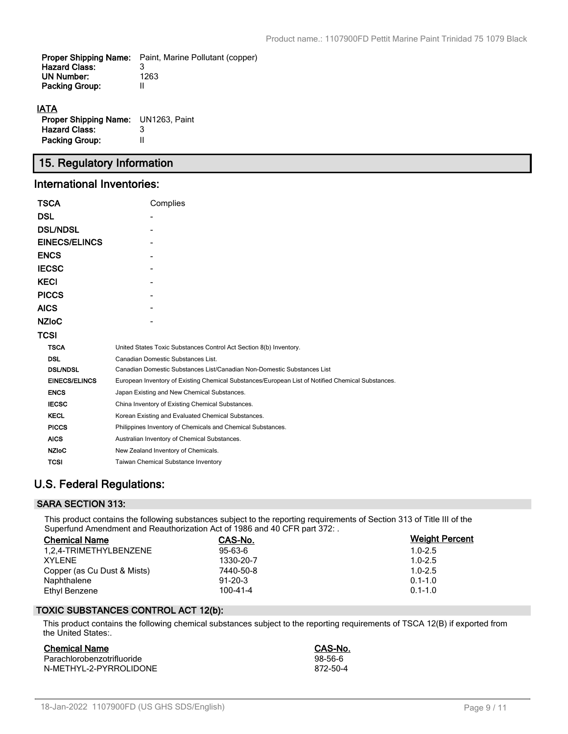| | |
|---|---|
| **Proper Shipping Name:** | Paint, Marine Pollutant (copper) |
| **Hazard Class:** | 3 |
| **UN Number:** | 1263 |
| **Packing Group:** | II |

**IATA**

| | |
|---|---|
| **Proper Shipping Name:** | UN1263, Paint |
| **Hazard Class:** | 3 |
| **Packing Group:** | II |

## 15. Regulatory Information

## International Inventories:

| | |
|---|---|
| **TSCA** | Complies |
| **DSL** | - |
| **DSL/NDSL** | - |
| **EINECS/ELINCS** | - |
| **ENCS** | - |
| **IECSC** | - |
| **KECI** | - |
| **PICCS** | - |
| **AICS** | - |
| **NZIoC** | - |
| **TCSI** | |

| | |
|---|---|
| **TSCA** | United States Toxic Substances Control Act Section 8(b) Inventory. |
| **DSL** | Canadian Domestic Substances List. |
| **DSL/NDSL** | Canadian Domestic Substances List/Canadian Non-Domestic Substances List |
| **EINECS/ELINCS** | European Inventory of Existing Chemical Substances/European List of Notified Chemical Substances. |
| **ENCS** | Japan Existing and New Chemical Substances. |
| **IECSC** | China Inventory of Existing Chemical Substances. |
| **KECL** | Korean Existing and Evaluated Chemical Substances. |
| **PICCS** | Philippines Inventory of Chemicals and Chemical Substances. |
| **AICS** | Australian Inventory of Chemical Substances. |
| **NZIoC** | New Zealand Inventory of Chemicals. |
| **TCSI** | Taiwan Chemical Substance Inventory |

## U.S. Federal Regulations:

### SARA SECTION 313:

This product contains the following substances subject to the reporting requirements of Section 313 of Title III of the Superfund Amendment and Reauthorization Act of 1986 and 40 CFR part 372: .

| Chemical Name | CAS-No. | Weight Percent |
|---|---|---|
| 1,2,4-TRIMETHYLBENZENE | 95-63-6 | 1.0-2.5 |
| XYLENE | 1330-20-7 | 1.0-2.5 |
| Copper (as Cu Dust & Mists) | 7440-50-8 | 1.0-2.5 |
| Naphthalene | 91-20-3 | 0.1-1.0 |
| Ethyl Benzene | 100-41-4 | 0.1-1.0 |

### TOXIC SUBSTANCES CONTROL ACT 12(b):

This product contains the following chemical substances subject to the reporting requirements of TSCA 12(B) if exported from the United States:.

| Chemical Name | CAS-No. |
|---|---|
| Parachlorobenzotrifluoride | 98-56-6 |
| N-METHYL-2-PYRROLIDONE | 872-50-4 |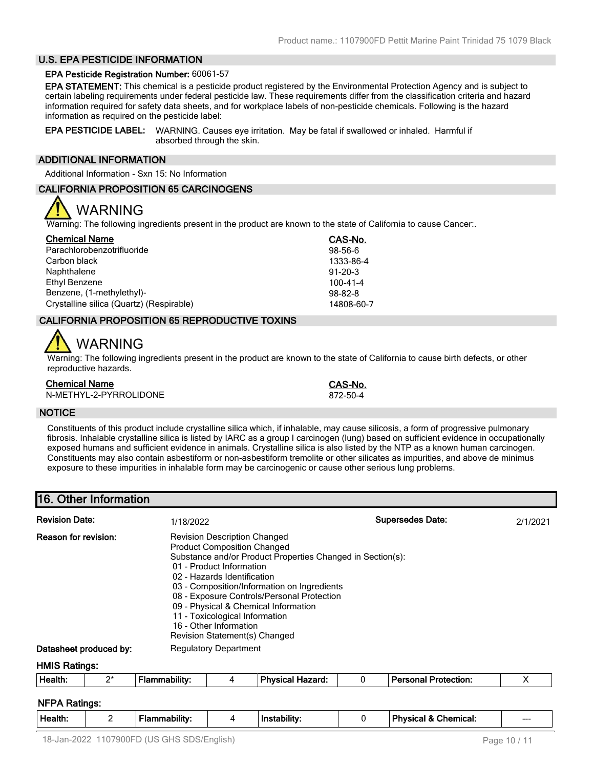### U.S. EPA PESTICIDE INFORMATION

**EPA Pesticide Registration Number:** 60061-57

**EPA STATEMENT:** This chemical is a pesticide product registered by the Environmental Protection Agency and is subject to certain labeling requirements under federal pesticide law. These requirements differ from the classification criteria and hazard information required for safety data sheets, and for workplace labels of non-pesticide chemicals. Following is the hazard information as required on the pesticide label:

**EPA PESTICIDE LABEL:** WARNING. Causes eye irritation. May be fatal if swallowed or inhaled. Harmful if absorbed through the skin.

### ADDITIONAL INFORMATION

Additional Information - Sxn 15: No Information

### CALIFORNIA PROPOSITION 65 CARCINOGENS

**WARNING**

Warning: The following ingredients present in the product are known to the state of California to cause Cancer:.

| Chemical Name | CAS-No. |
|---|---|
| Parachlorobenzotrifluoride | 98-56-6 |
| Carbon black | 1333-86-4 |
| Naphthalene | 91-20-3 |
| Ethyl Benzene | 100-41-4 |
| Benzene, (1-methylethyl)- | 98-82-8 |
| Crystalline silica (Quartz) (Respirable) | 14808-60-7 |

### CALIFORNIA PROPOSITION 65 REPRODUCTIVE TOXINS

**WARNING**

Warning: The following ingredients present in the product are known to the state of California to cause birth defects, or other reproductive hazards.

| Chemical Name | CAS-No. |
|---|---|
| N-METHYL-2-PYRROLIDONE | 872-50-4 |

### NOTICE

Constituents of this product include crystalline silica which, if inhalable, may cause silicosis, a form of progressive pulmonary fibrosis. Inhalable crystalline silica is listed by IARC as a group I carcinogen (lung) based on sufficient evidence in occupationally exposed humans and sufficient evidence in animals. Crystalline silica is also listed by the NTP as a known human carcinogen. Constituents may also contain asbestiform or non-asbestiform tremolite or other silicates as impurities, and above de minimus exposure to these impurities in inhalable form may be carcinogenic or cause other serious lung problems.

## 16. Other Information

**Revision Date:** 1/18/2022

**Supersedes Date:** 2/1/2021

**Reason for revision:**
Revision Description Changed
Product Composition Changed
Substance and/or Product Properties Changed in Section(s):
- 01 - Product Information
- 02 - Hazards Identification
- 03 - Composition/Information on Ingredients
- 08 - Exposure Controls/Personal Protection
- 09 - Physical & Chemical Information
- 11 - Toxicological Information
- 16 - Other Information

Revision Statement(s) Changed

**Datasheet produced by:** Regulatory Department

**HMIS Ratings:**

| Health: | 2* | Flammability: | 4 | Physical Hazard: | 0 | Personal Protection: | X |
|---|---|---|---|---|---|---|---|

**NFPA Ratings:**

| Health: | 2 | Flammability: | 4 | Instability: | 0 | Physical & Chemical: | --- |
|---|---|---|---|---|---|---|---|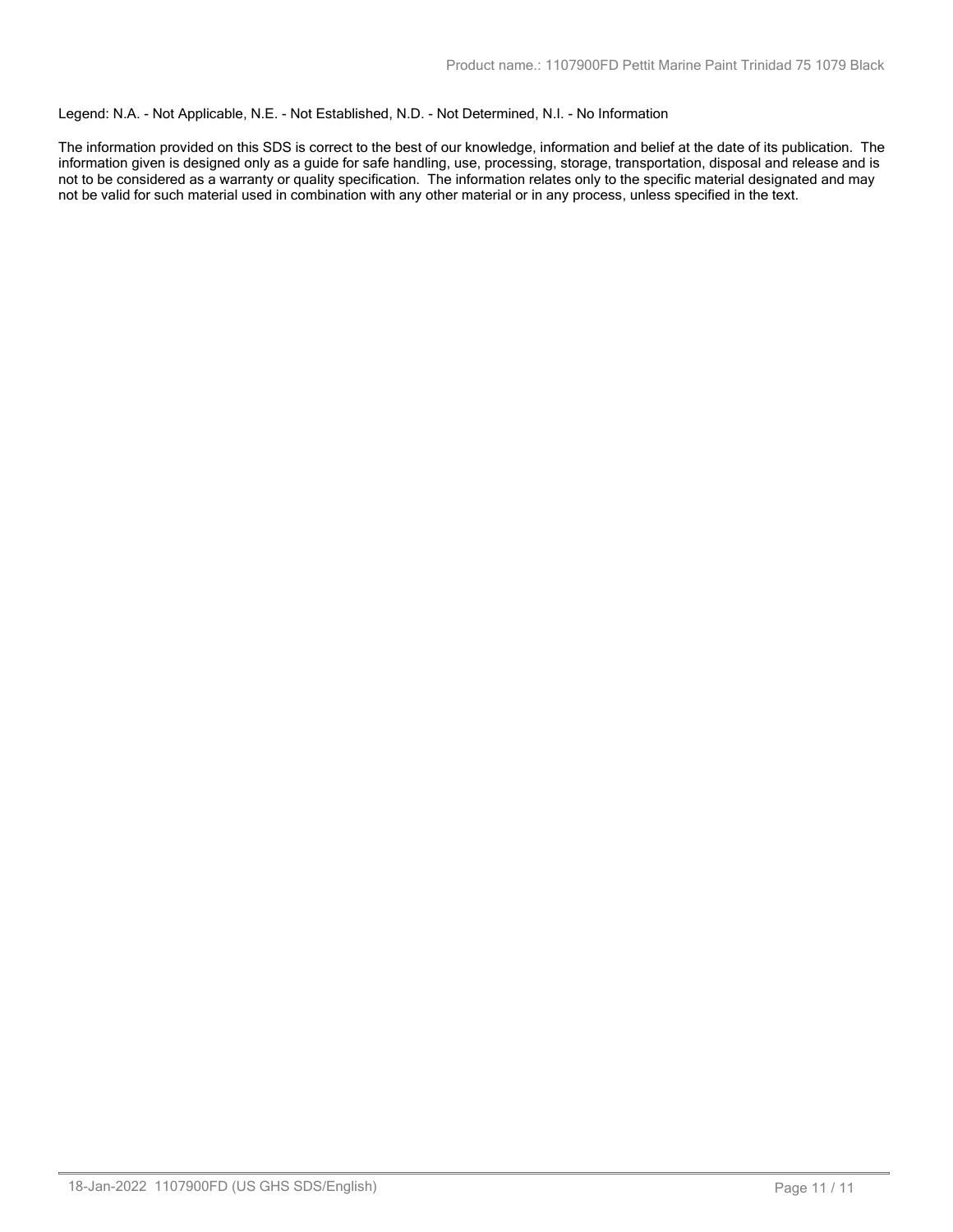Legend: N.A. - Not Applicable, N.E. - Not Established, N.D. - Not Determined, N.I. - No Information

The information provided on this SDS is correct to the best of our knowledge, information and belief at the date of its publication. The information given is designed only as a guide for safe handling, use, processing, storage, transportation, disposal and release and is not to be considered as a warranty or quality specification. The information relates only to the specific material designated and may not be valid for such material used in combination with any other material or in any process, unless specified in the text.